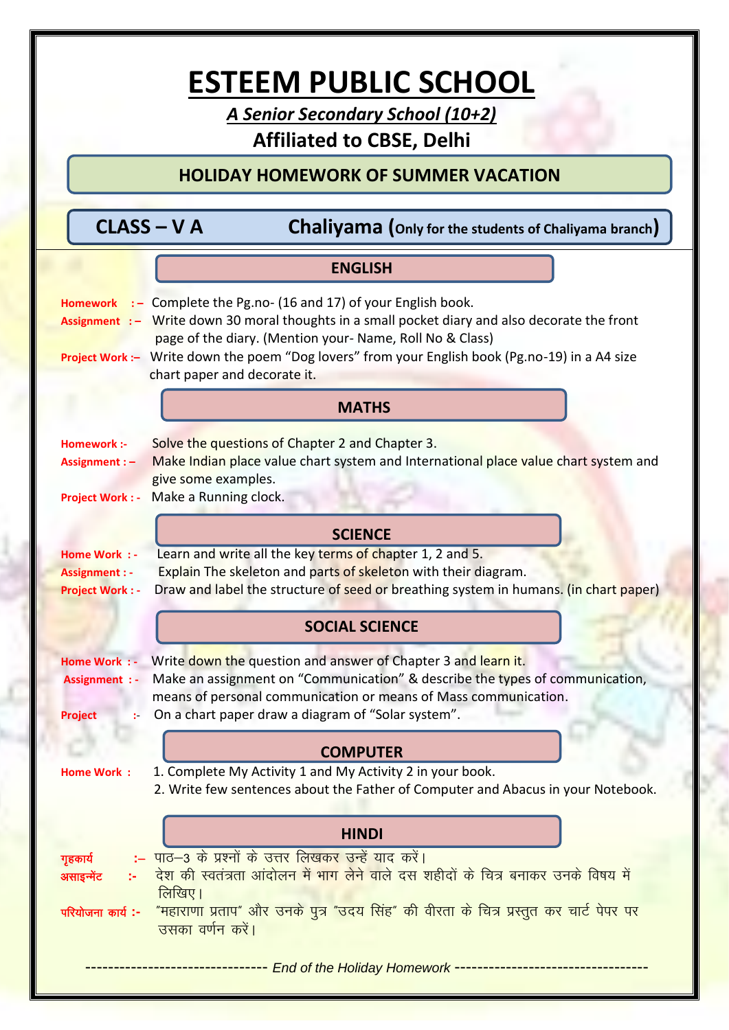# ESTEEM PUBLIC SCHOOL

***A Senior Secondary School (10+2)***

**Affiliated to CBSE, Delhi**

## HOLIDAY HOMEWORK OF SUMMER VACATION

**CLASS – V A** **Chaliyama (Only for the students of Chaliyama branch)**

### ENGLISH

**Homework :–** Complete the Pg.no- (16 and 17) of your English book.

**Assignment :–** Write down 30 moral thoughts in a small pocket diary and also decorate the front page of the diary. (Mention your- Name, Roll No & Class)

**Project Work :–** Write down the poem "Dog lovers" from your English book (Pg.no-19) in a A4 size chart paper and decorate it.

### MATHS

**Homework :-** Solve the questions of Chapter 2 and Chapter 3.

**Assignment : –** Make Indian place value chart system and International place value chart system and give some examples.

**Project Work : -** Make a Running clock.

### SCIENCE

**Home Work : -** Learn and write all the key terms of chapter 1, 2 and 5.

**Assignment : -** Explain The skeleton and parts of skeleton with their diagram.

**Project Work : -** Draw and label the structure of seed or breathing system in humans. (in chart paper)

### SOCIAL SCIENCE

**Home Work : -** Write down the question and answer of Chapter 3 and learn it.

**Assignment : -** Make an assignment on "Communication" & describe the types of communication, means of personal communication or means of Mass communication.

**Project :-** On a chart paper draw a diagram of "Solar system".

### COMPUTER

**Home Work :**
1. Complete My Activity 1 and My Activity 2 in your book.
2. Write few sentences about the Father of Computer and Abacus in your Notebook.

### HINDI

**गृहकार्य :–** पाठ–3 के प्रश्नों के उत्तर लिखकर उन्हें याद करें।

**असाइन्मेंट :-** देश की स्वतंत्रता आंदोलन में भाग लेने वाले दस शहीदों के चित्र बनाकर उनके विषय में लिखिए।

**परियोजना कार्य :-** "महाराणा प्रताप" और उनके पुत्र "उदय सिंह" की वीरता के चित्र प्रस्तुत कर चार्ट पेपर पर उसका वर्णन करें।

-------------------------------- *End of the Holiday Homework* ----------------------------------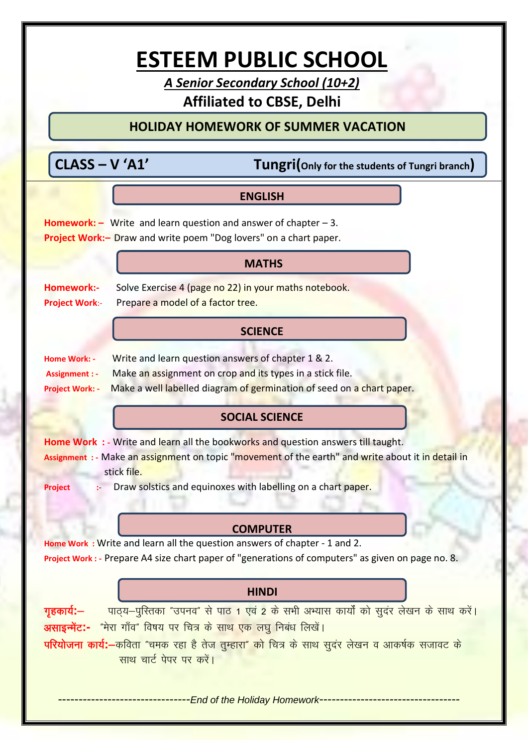# ESTEEM PUBLIC SCHOOL

***A Senior Secondary School (10+2)***

**Affiliated to CBSE, Delhi**

## HOLIDAY HOMEWORK OF SUMMER VACATION

**CLASS – V 'A1'** **Tungri(Only for the students of Tungri branch)**

### ENGLISH

**Homework: –** Write and learn question and answer of chapter – 3.

**Project Work:–** Draw and write poem "Dog lovers" on a chart paper.

### MATHS

**Homework:-** Solve Exercise 4 (page no 22) in your maths notebook.

**Project Work:-** Prepare a model of a factor tree.

### SCIENCE

**Home Work: -** Write and learn question answers of chapter 1 & 2.

**Assignment : -** Make an assignment on crop and its types in a stick file.

**Project Work: -** Make a well labelled diagram of germination of seed on a chart paper.

### SOCIAL SCIENCE

**Home Work : -** Write and learn all the bookworks and question answers till taught.

**Assignment : -** Make an assignment on topic "movement of the earth" and write about it in detail in stick file.

**Project :-** Draw solstics and equinoxes with labelling on a chart paper.

### COMPUTER

**Home Work :** Write and learn all the question answers of chapter - 1 and 2.

**Project Work : -** Prepare A4 size chart paper of "generations of computers" as given on page no. 8.

### HINDI

**गृहकार्य:–** पाठ्य–पुस्तिका "उपनव" से पाठ 1 एवं 2 के सभी अभ्यास कार्यों को सुंदर लेखन के साथ करें।

**असाइन्मेंट:-** "मेरा गाँव" विषय पर चित्र के साथ एक लघु निबंध लिखें।

**परियोजना कार्य:–** कविता "चमक रहा है तेज तुम्हारा" को चित्र के साथ सुंदर लेखन व आकर्षक सजावट के साथ चार्ट पेपर पर करें।

--------------------------------*End of the Holiday Homework*----------------------------------